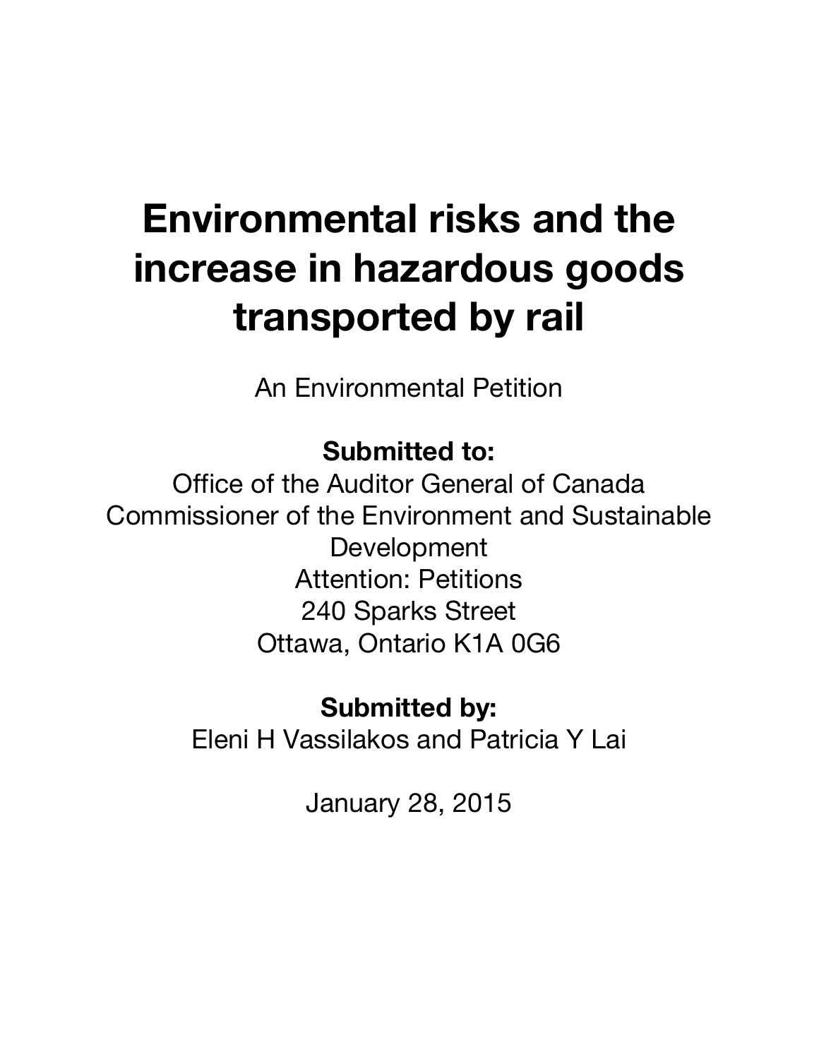# Environmental risks and the increase in hazardous goods transported by rail

An Environmental Petition

**Submitted to:**

Office of the Auditor General of Canada
Commissioner of the Environment and Sustainable Development
Attention: Petitions
240 Sparks Street
Ottawa, Ontario K1A 0G6

**Submitted by:**

Eleni H Vassilakos and Patricia Y Lai

January 28, 2015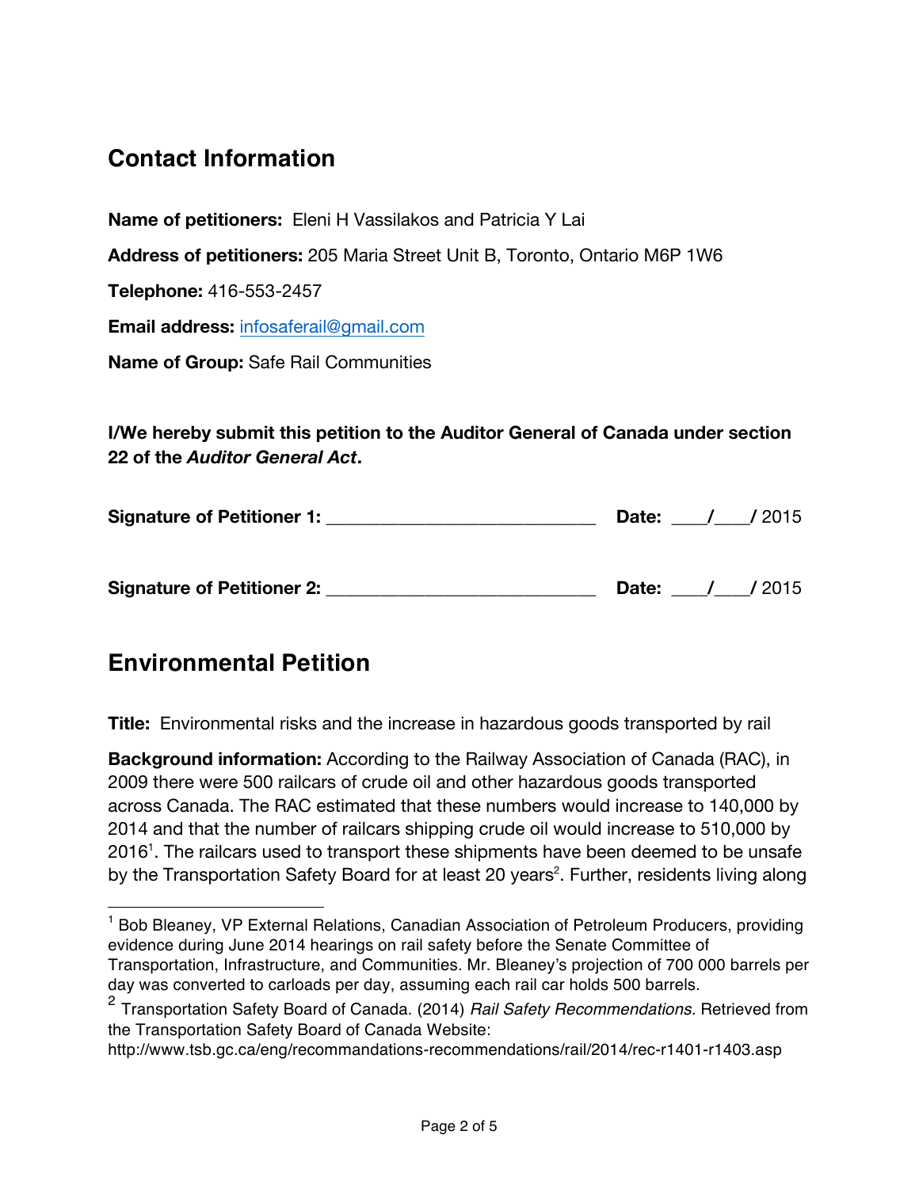## Contact Information

**Name of petitioners:** Eleni H Vassilakos and Patricia Y Lai

**Address of petitioners:** 205 Maria Street Unit B, Toronto, Ontario M6P 1W6

**Telephone:** 416-553-2457

**Email address:** infosaferail@gmail.com

**Name of Group:** Safe Rail Communities

**I/We hereby submit this petition to the Auditor General of Canada under section 22 of the *Auditor General Act*.**

**Signature of Petitioner 1:** ____________________________ **Date:** ___/___/ 2015

**Signature of Petitioner 2:** ____________________________ **Date:** ___/___/ 2015

## Environmental Petition

**Title:** Environmental risks and the increase in hazardous goods transported by rail

**Background information:** According to the Railway Association of Canada (RAC), in 2009 there were 500 railcars of crude oil and other hazardous goods transported across Canada. The RAC estimated that these numbers would increase to 140,000 by 2014 and that the number of railcars shipping crude oil would increase to 510,000 by 2016[1]. The railcars used to transport these shipments have been deemed to be unsafe by the Transportation Safety Board for at least 20 years[2]. Further, residents living along

---

[1] Bob Bleaney, VP External Relations, Canadian Association of Petroleum Producers, providing evidence during June 2014 hearings on rail safety before the Senate Committee of Transportation, Infrastructure, and Communities. Mr. Bleaney's projection of 700 000 barrels per day was converted to carloads per day, assuming each rail car holds 500 barrels.

[2] Transportation Safety Board of Canada. (2014) *Rail Safety Recommendations.* Retrieved from the Transportation Safety Board of Canada Website: http://www.tsb.gc.ca/eng/recommandations-recommendations/rail/2014/rec-r1401-r1403.asp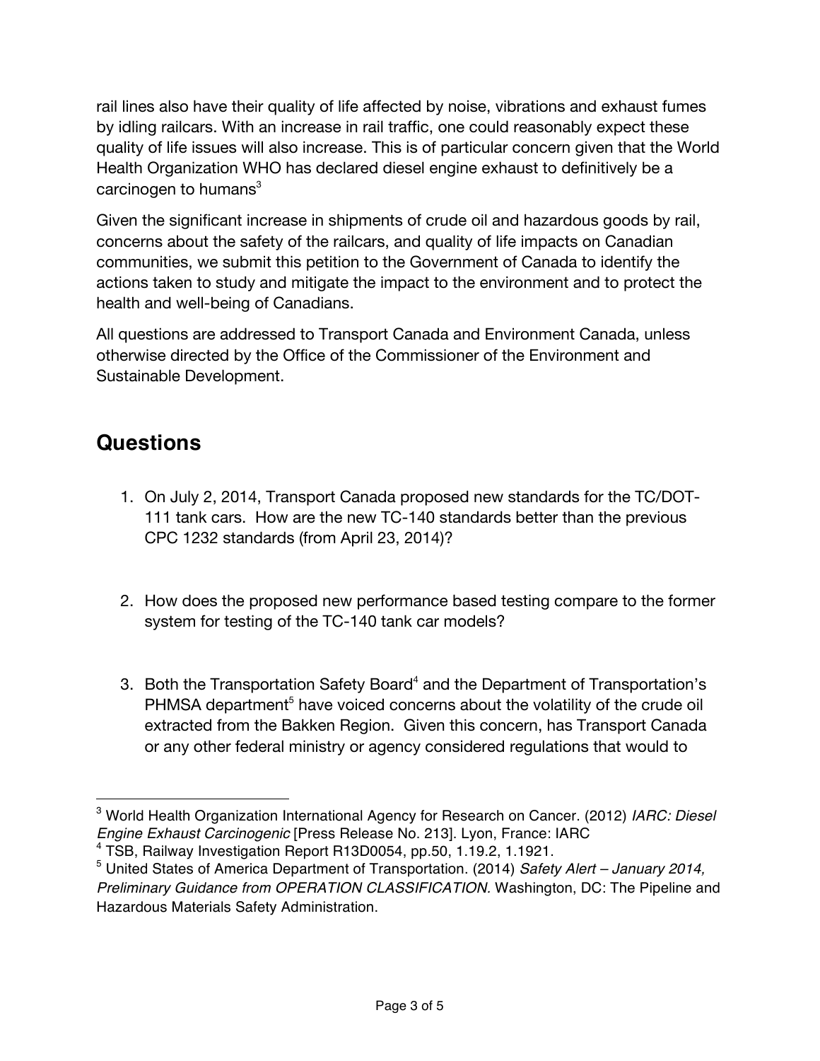rail lines also have their quality of life affected by noise, vibrations and exhaust fumes by idling railcars. With an increase in rail traffic, one could reasonably expect these quality of life issues will also increase. This is of particular concern given that the World Health Organization WHO has declared diesel engine exhaust to definitively be a carcinogen to humans[3]

Given the significant increase in shipments of crude oil and hazardous goods by rail, concerns about the safety of the railcars, and quality of life impacts on Canadian communities, we submit this petition to the Government of Canada to identify the actions taken to study and mitigate the impact to the environment and to protect the health and well-being of Canadians.

All questions are addressed to Transport Canada and Environment Canada, unless otherwise directed by the Office of the Commissioner of the Environment and Sustainable Development.

## Questions

1. On July 2, 2014, Transport Canada proposed new standards for the TC/DOT-111 tank cars. How are the new TC-140 standards better than the previous CPC 1232 standards (from April 23, 2014)?

2. How does the proposed new performance based testing compare to the former system for testing of the TC-140 tank car models?

3. Both the Transportation Safety Board[4] and the Department of Transportation's PHMSA department[5] have voiced concerns about the volatility of the crude oil extracted from the Bakken Region. Given this concern, has Transport Canada or any other federal ministry or agency considered regulations that would to

---

[3] World Health Organization International Agency for Research on Cancer. (2012) *IARC: Diesel Engine Exhaust Carcinogenic* [Press Release No. 213]. Lyon, France: IARC

[4] TSB, Railway Investigation Report R13D0054, pp.50, 1.19.2, 1.1921.

[5] United States of America Department of Transportation. (2014) *Safety Alert – January 2014, Preliminary Guidance from OPERATION CLASSIFICATION.* Washington, DC: The Pipeline and Hazardous Materials Safety Administration.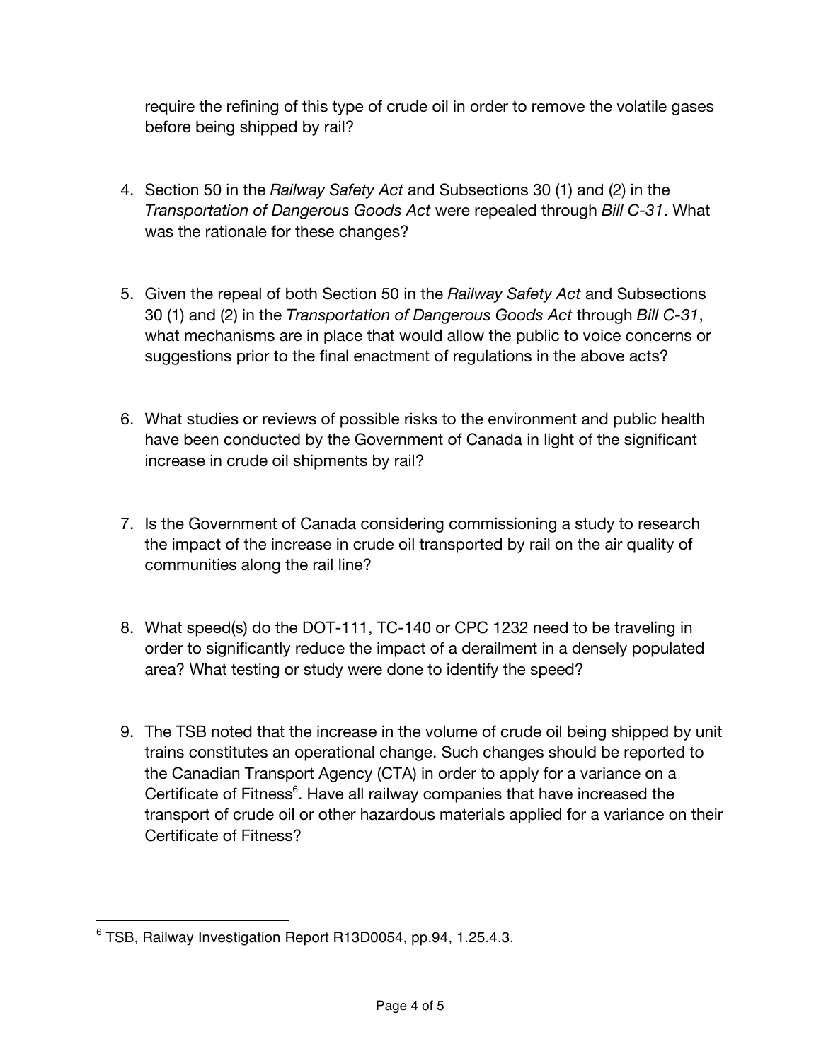require the refining of this type of crude oil in order to remove the volatile gases before being shipped by rail?

4. Section 50 in the *Railway Safety Act* and Subsections 30 (1) and (2) in the *Transportation of Dangerous Goods Act* were repealed through *Bill C-31*. What was the rationale for these changes?

5. Given the repeal of both Section 50 in the *Railway Safety Act* and Subsections 30 (1) and (2) in the *Transportation of Dangerous Goods Act* through *Bill C-31*, what mechanisms are in place that would allow the public to voice concerns or suggestions prior to the final enactment of regulations in the above acts?

6. What studies or reviews of possible risks to the environment and public health have been conducted by the Government of Canada in light of the significant increase in crude oil shipments by rail?

7. Is the Government of Canada considering commissioning a study to research the impact of the increase in crude oil transported by rail on the air quality of communities along the rail line?

8. What speed(s) do the DOT-111, TC-140 or CPC 1232 need to be traveling in order to significantly reduce the impact of a derailment in a densely populated area? What testing or study were done to identify the speed?

9. The TSB noted that the increase in the volume of crude oil being shipped by unit trains constitutes an operational change. Such changes should be reported to the Canadian Transport Agency (CTA) in order to apply for a variance on a Certificate of Fitness[6]. Have all railway companies that have increased the transport of crude oil or other hazardous materials applied for a variance on their Certificate of Fitness?

---

[6] TSB, Railway Investigation Report R13D0054, pp.94, 1.25.4.3.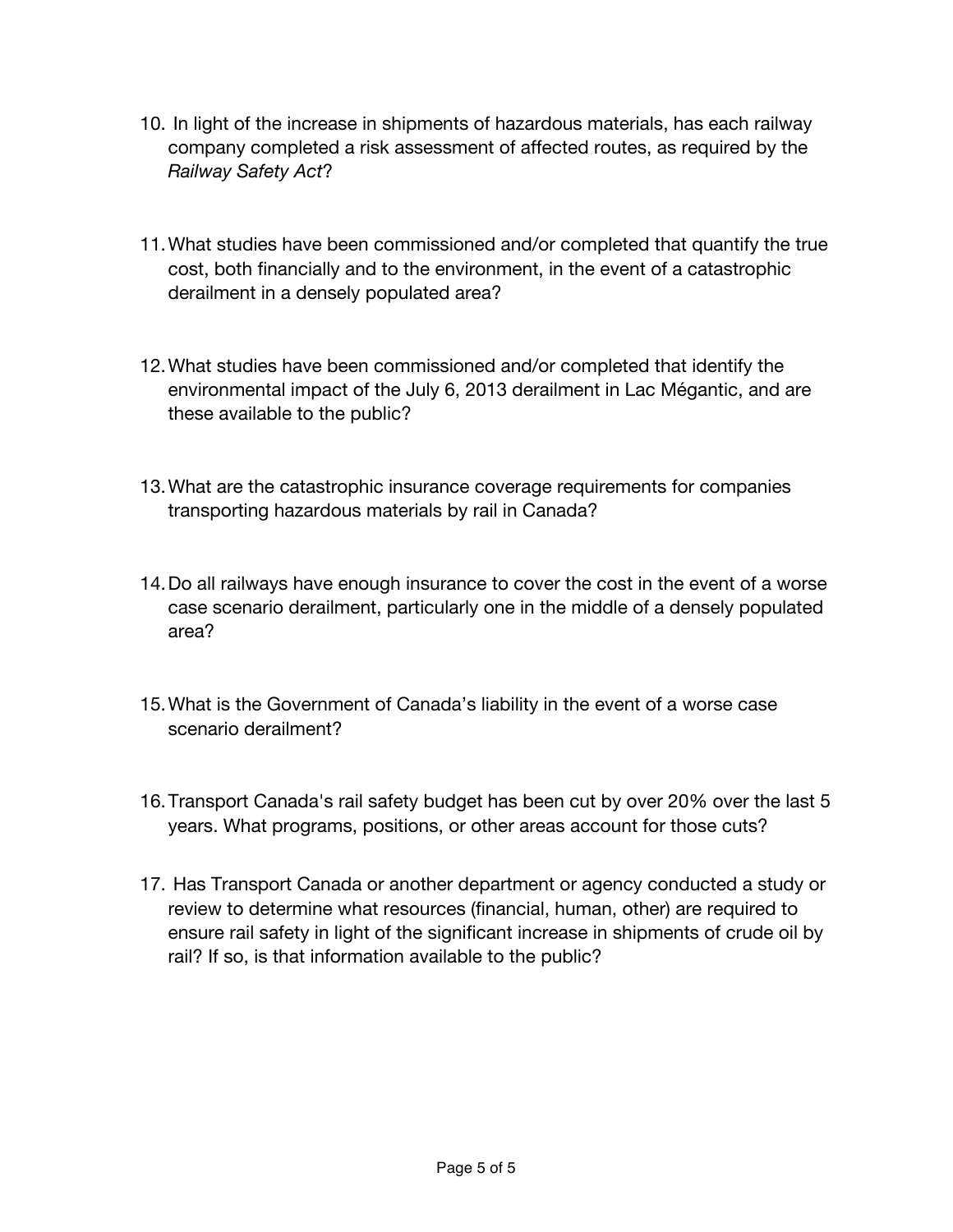10. In light of the increase in shipments of hazardous materials, has each railway company completed a risk assessment of affected routes, as required by the *Railway Safety Act*?

11. What studies have been commissioned and/or completed that quantify the true cost, both financially and to the environment, in the event of a catastrophic derailment in a densely populated area?

12. What studies have been commissioned and/or completed that identify the environmental impact of the July 6, 2013 derailment in Lac Mégantic, and are these available to the public?

13. What are the catastrophic insurance coverage requirements for companies transporting hazardous materials by rail in Canada?

14. Do all railways have enough insurance to cover the cost in the event of a worse case scenario derailment, particularly one in the middle of a densely populated area?

15. What is the Government of Canada's liability in the event of a worse case scenario derailment?

16. Transport Canada's rail safety budget has been cut by over 20% over the last 5 years. What programs, positions, or other areas account for those cuts?

17. Has Transport Canada or another department or agency conducted a study or review to determine what resources (financial, human, other) are required to ensure rail safety in light of the significant increase in shipments of crude oil by rail? If so, is that information available to the public?